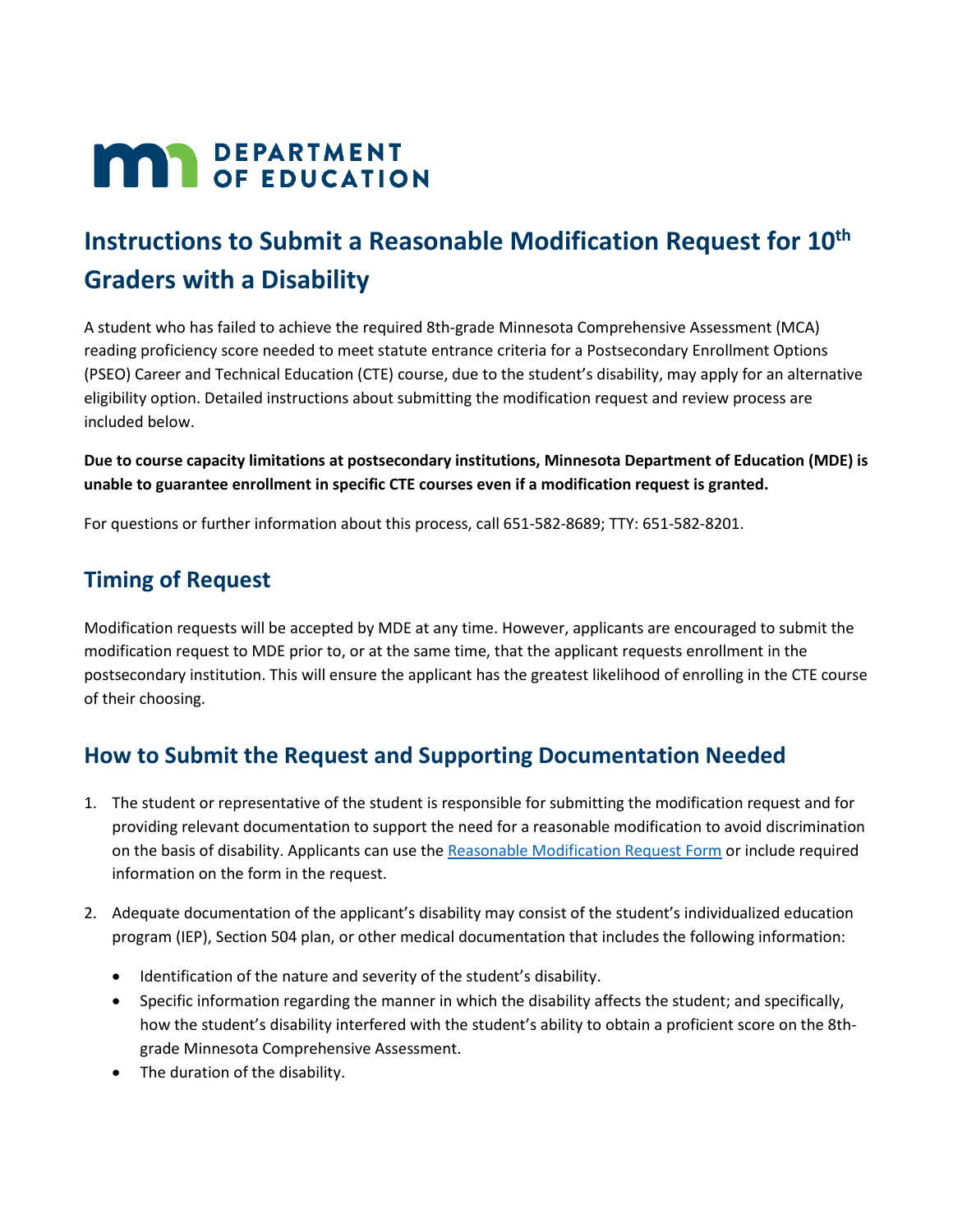MN DEPARTMENT OF EDUCATION

# Instructions to Submit a Reasonable Modification Request for 10th Graders with a Disability

A student who has failed to achieve the required 8th-grade Minnesota Comprehensive Assessment (MCA) reading proficiency score needed to meet statute entrance criteria for a Postsecondary Enrollment Options (PSEO) Career and Technical Education (CTE) course, due to the student's disability, may apply for an alternative eligibility option. Detailed instructions about submitting the modification request and review process are included below.

**Due to course capacity limitations at postsecondary institutions, Minnesota Department of Education (MDE) is unable to guarantee enrollment in specific CTE courses even if a modification request is granted.**

For questions or further information about this process, call 651-582-8689; TTY: 651-582-8201.

## Timing of Request

Modification requests will be accepted by MDE at any time. However, applicants are encouraged to submit the modification request to MDE prior to, or at the same time, that the applicant requests enrollment in the postsecondary institution. This will ensure the applicant has the greatest likelihood of enrolling in the CTE course of their choosing.

## How to Submit the Request and Supporting Documentation Needed

1. The student or representative of the student is responsible for submitting the modification request and for providing relevant documentation to support the need for a reasonable modification to avoid discrimination on the basis of disability. Applicants can use the Reasonable Modification Request Form or include required information on the form in the request.

2. Adequate documentation of the applicant's disability may consist of the student's individualized education program (IEP), Section 504 plan, or other medical documentation that includes the following information:

   - Identification of the nature and severity of the student's disability.
   - Specific information regarding the manner in which the disability affects the student; and specifically, how the student's disability interfered with the student's ability to obtain a proficient score on the 8th-grade Minnesota Comprehensive Assessment.
   - The duration of the disability.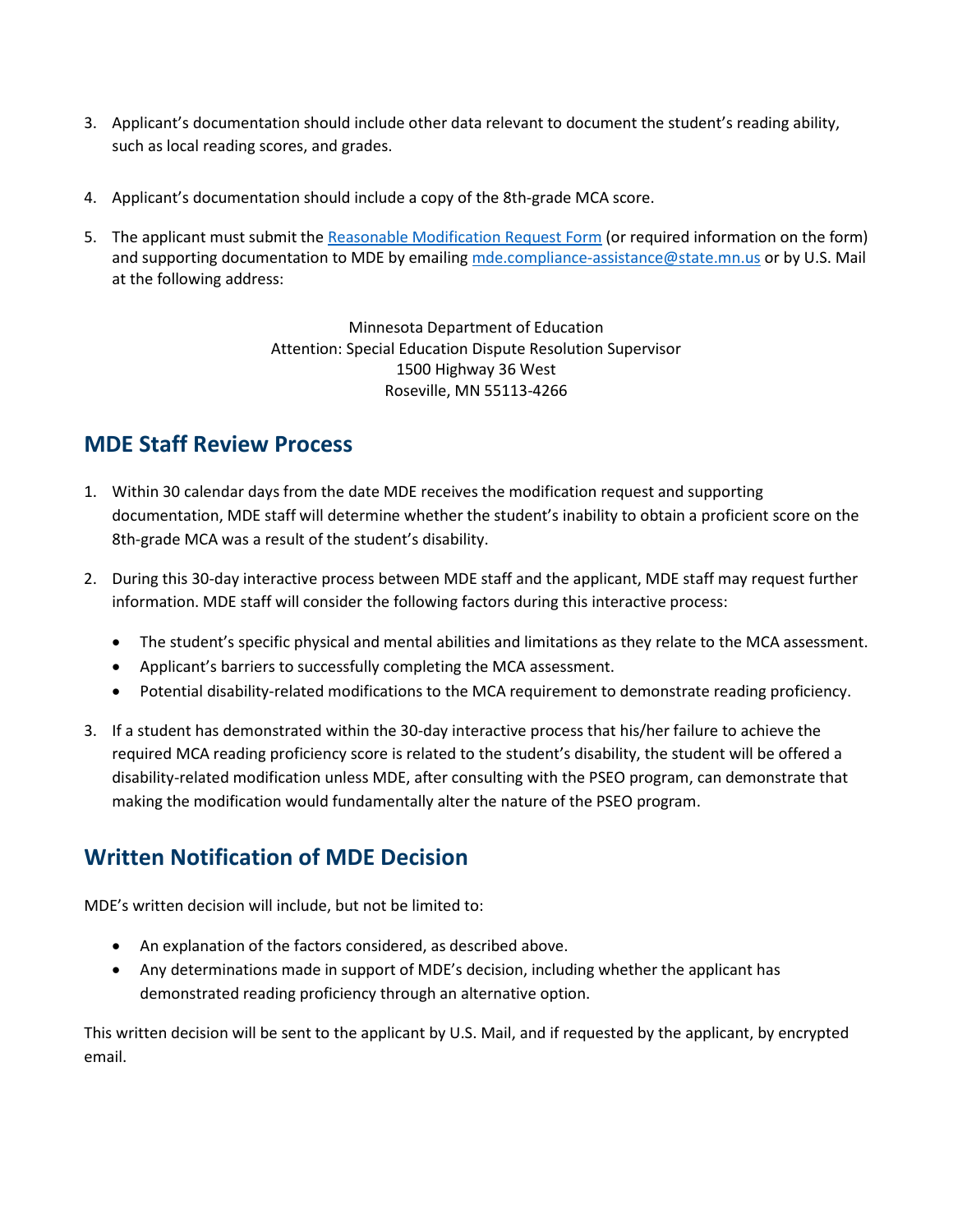3. Applicant's documentation should include other data relevant to document the student's reading ability, such as local reading scores, and grades.

4. Applicant's documentation should include a copy of the 8th-grade MCA score.

5. The applicant must submit the [Reasonable Modification Request Form](#) (or required information on the form) and supporting documentation to MDE by emailing [mde.compliance-assistance@state.mn.us](mailto:mde.compliance-assistance@state.mn.us) or by U.S. Mail at the following address:

   Minnesota Department of Education
   Attention: Special Education Dispute Resolution Supervisor
   1500 Highway 36 West
   Roseville, MN 55113-4266

## MDE Staff Review Process

1. Within 30 calendar days from the date MDE receives the modification request and supporting documentation, MDE staff will determine whether the student's inability to obtain a proficient score on the 8th-grade MCA was a result of the student's disability.

2. During this 30-day interactive process between MDE staff and the applicant, MDE staff may request further information. MDE staff will consider the following factors during this interactive process:
   - The student's specific physical and mental abilities and limitations as they relate to the MCA assessment.
   - Applicant's barriers to successfully completing the MCA assessment.
   - Potential disability-related modifications to the MCA requirement to demonstrate reading proficiency.

3. If a student has demonstrated within the 30-day interactive process that his/her failure to achieve the required MCA reading proficiency score is related to the student's disability, the student will be offered a disability-related modification unless MDE, after consulting with the PSEO program, can demonstrate that making the modification would fundamentally alter the nature of the PSEO program.

## Written Notification of MDE Decision

MDE's written decision will include, but not be limited to:

- An explanation of the factors considered, as described above.
- Any determinations made in support of MDE's decision, including whether the applicant has demonstrated reading proficiency through an alternative option.

This written decision will be sent to the applicant by U.S. Mail, and if requested by the applicant, by encrypted email.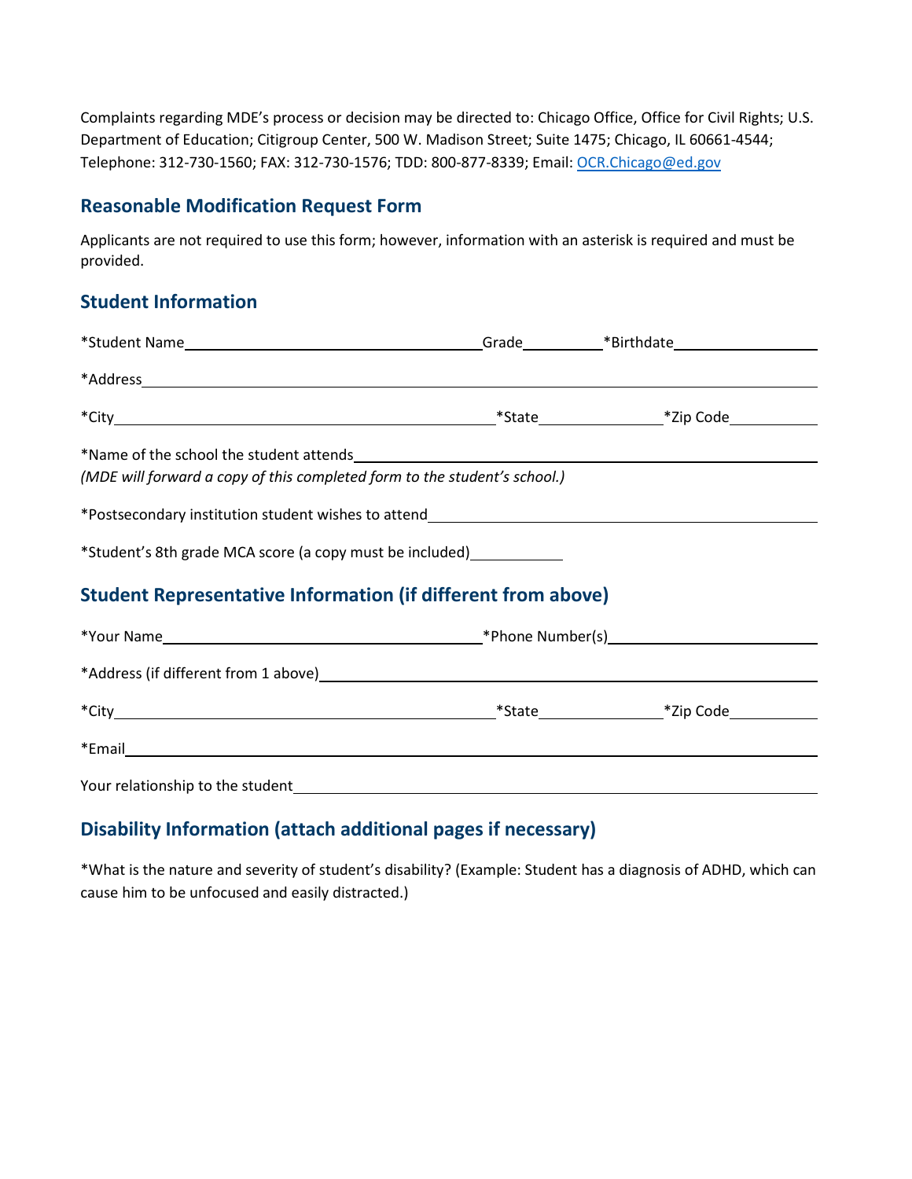Complaints regarding MDE's process or decision may be directed to: Chicago Office, Office for Civil Rights; U.S. Department of Education; Citigroup Center, 500 W. Madison Street; Suite 1475; Chicago, IL 60661-4544; Telephone: 312-730-1560; FAX: 312-730-1576; TDD: 800-877-8339; Email: [OCR.Chicago@ed.gov](mailto:OCR.Chicago@ed.gov)

## Reasonable Modification Request Form

Applicants are not required to use this form; however, information with an asterisk is required and must be provided.

## Student Information

*Student Name\_\_\_\_\_\_\_\_\_\_\_\_\_\_\_\_\_\_\_\_\_\_\_\_\_\_\_\_\_\_ Grade\_\_\_\_\_\_\_\_ *Birthdate\_\_\_\_\_\_\_\_\_\_\_\_\_\_

*Address\_\_\_\_\_\_\_\_\_\_\_\_\_\_\_\_\_\_\_\_\_\_\_\_\_\_\_\_\_\_\_\_\_\_\_\_\_\_\_\_\_\_\_\_\_\_\_\_\_\_\_\_\_\_\_\_

*City\_\_\_\_\_\_\_\_\_\_\_\_\_\_\_\_\_\_\_\_\_\_\_\_\_\_\_\_\_\_\_\_\_\_\_\_\_\_ *State\_\_\_\_\_\_\_\_\_\_\_\_ *Zip Code\_\_\_\_\_\_\_\_\_

*Name of the school the student attends\_\_\_\_\_\_\_\_\_\_\_\_\_\_\_\_\_\_\_\_\_\_\_\_\_\_\_\_\_\_\_\_\_\_\_\_\_\_\_\_\_\_\_\_
*(MDE will forward a copy of this completed form to the student's school.)*

*Postsecondary institution student wishes to attend\_\_\_\_\_\_\_\_\_\_\_\_\_\_\_\_\_\_\_\_\_\_\_\_\_\_\_\_\_\_\_\_\_\_\_\_\_\_

*Student's 8th grade MCA score (a copy must be included)\_\_\_\_\_\_\_\_\_

## Student Representative Information (if different from above)

*Your Name\_\_\_\_\_\_\_\_\_\_\_\_\_\_\_\_\_\_\_\_\_\_\_\_\_\_\_\_\_\_\_\_ *Phone Number(s)\_\_\_\_\_\_\_\_\_\_\_\_\_\_\_\_\_\_\_\_\_

*Address (if different from 1 above)\_\_\_\_\_\_\_\_\_\_\_\_\_\_\_\_\_\_\_\_\_\_\_\_\_\_\_\_\_\_\_\_\_\_\_\_\_\_\_\_\_\_\_\_\_\_

*City\_\_\_\_\_\_\_\_\_\_\_\_\_\_\_\_\_\_\_\_\_\_\_\_\_\_\_\_\_\_\_\_\_\_\_\_\_\_ *State\_\_\_\_\_\_\_\_\_\_\_\_ *Zip Code\_\_\_\_\_\_\_\_\_

*Email\_\_\_\_\_\_\_\_\_\_\_\_\_\_\_\_\_\_\_\_\_\_\_\_\_\_\_\_\_\_\_\_\_\_\_\_\_\_\_\_\_\_\_\_\_\_\_\_\_\_\_\_\_\_\_\_\_\_\_

Your relationship to the student\_\_\_\_\_\_\_\_\_\_\_\_\_\_\_\_\_\_\_\_\_\_\_\_\_\_\_\_\_\_\_\_\_\_\_\_\_\_\_\_\_\_\_\_\_\_\_\_

## Disability Information (attach additional pages if necessary)

*What is the nature and severity of student's disability? (Example: Student has a diagnosis of ADHD, which can cause him to be unfocused and easily distracted.)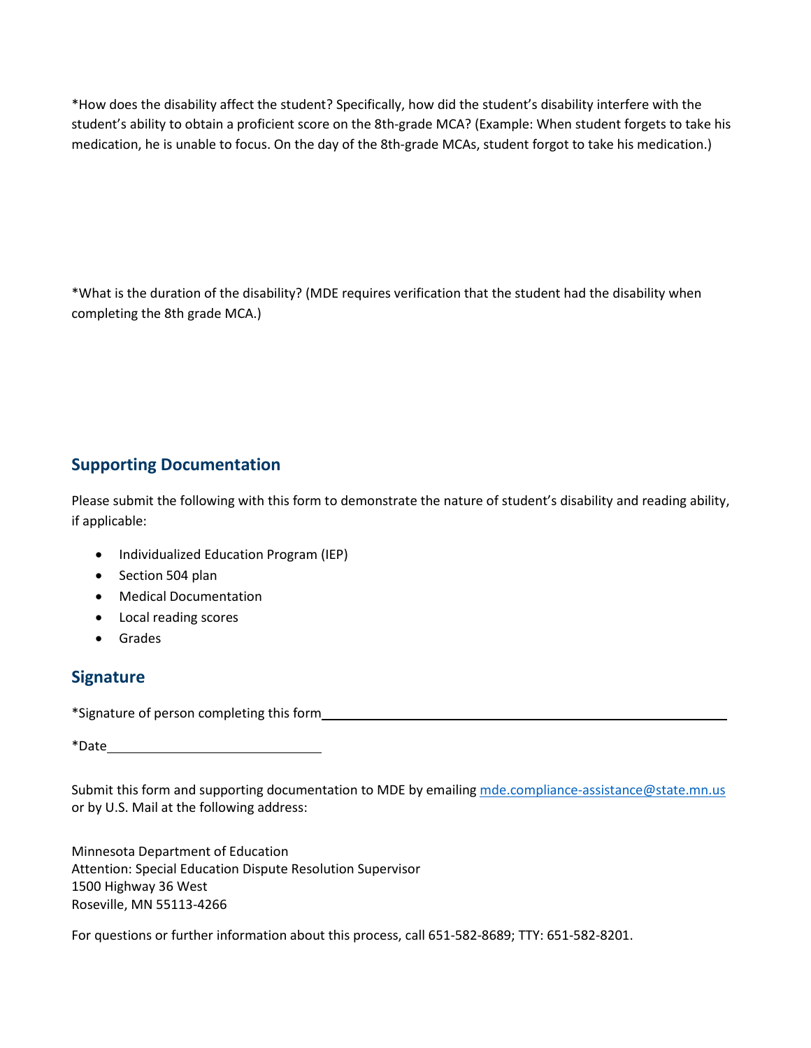*How does the disability affect the student? Specifically, how did the student's disability interfere with the student's ability to obtain a proficient score on the 8th-grade MCA? (Example: When student forgets to take his medication, he is unable to focus. On the day of the 8th-grade MCAs, student forgot to take his medication.)

*What is the duration of the disability? (MDE requires verification that the student had the disability when completing the 8th grade MCA.)

## Supporting Documentation

Please submit the following with this form to demonstrate the nature of student's disability and reading ability, if applicable:

- Individualized Education Program (IEP)
- Section 504 plan
- Medical Documentation
- Local reading scores
- Grades

## Signature

*Signature of person completing this form\_\_\_\_\_\_\_\_\_\_\_\_\_\_\_\_\_\_\_\_\_\_\_\_\_\_\_\_\_\_\_\_\_\_\_\_\_\_\_\_

*Date\_\_\_\_\_\_\_\_\_\_\_\_\_\_\_\_\_\_\_\_

Submit this form and supporting documentation to MDE by emailing [mde.compliance-assistance@state.mn.us](mailto:mde.compliance-assistance@state.mn.us) or by U.S. Mail at the following address:

Minnesota Department of Education
Attention: Special Education Dispute Resolution Supervisor
1500 Highway 36 West
Roseville, MN 55113-4266

For questions or further information about this process, call 651-582-8689; TTY: 651-582-8201.